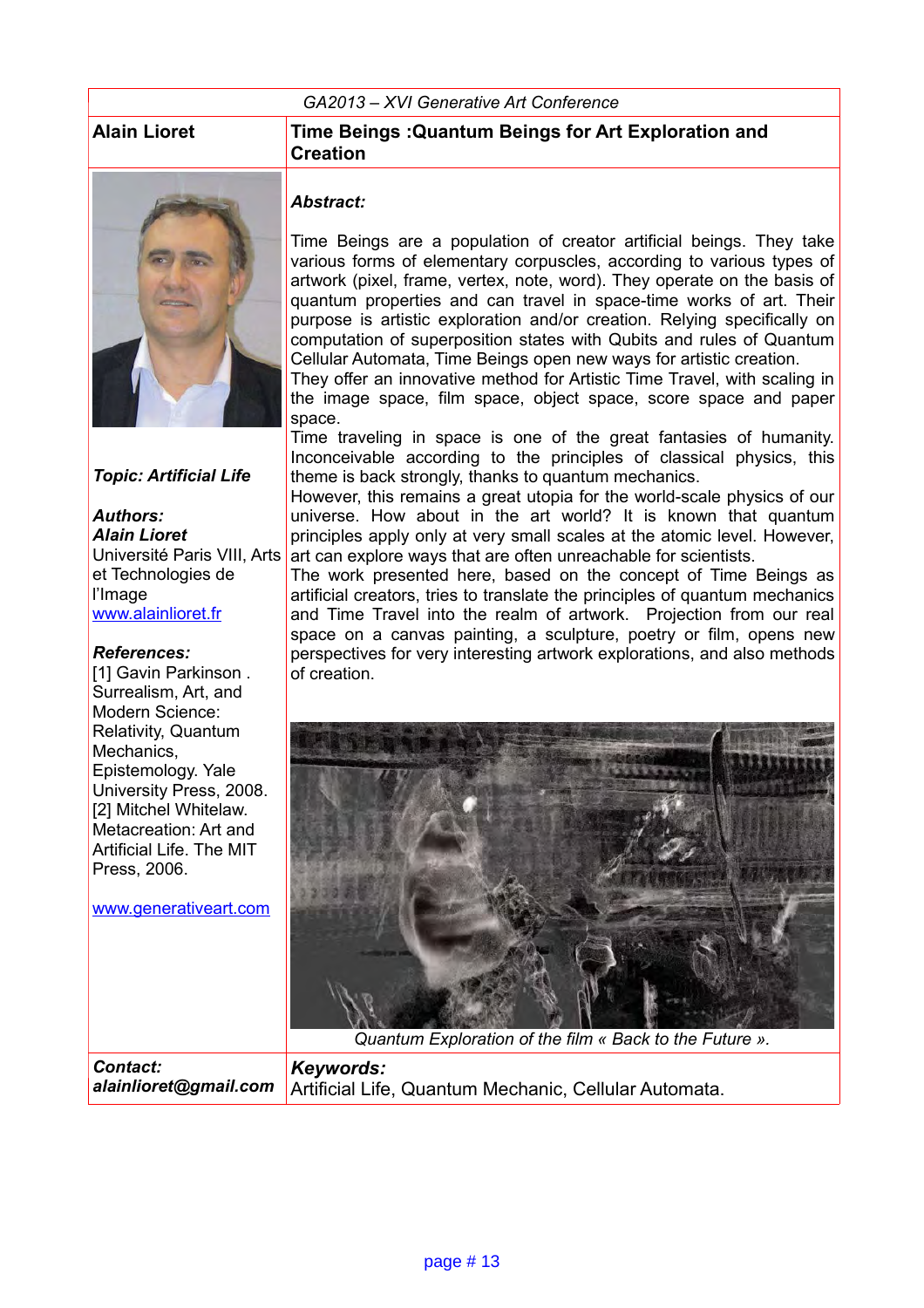*GA2013 – XVI Generative Art Conference*

## Alain Lioret

# Time Beings :Quantum Beings for Art Exploration and Creation

***Topic: Artificial Life***

***Authors:***
***Alain Lioret***
Université Paris VIII, Arts et Technologies de l'Image
www.alainlioret.fr

***References:***
[1] Gavin Parkinson . Surrealism, Art, and Modern Science: Relativity, Quantum Mechanics, Epistemology. Yale University Press, 2008.
[2] Mitchel Whitelaw. Metacreation: Art and Artificial Life. The MIT Press, 2006.

www.generativeart.com

***Abstract:***

Time Beings are a population of creator artificial beings. They take various forms of elementary corpuscles, according to various types of artwork (pixel, frame, vertex, note, word). They operate on the basis of quantum properties and can travel in space-time works of art. Their purpose is artistic exploration and/or creation. Relying specifically on computation of superposition states with Qubits and rules of Quantum Cellular Automata, Time Beings open new ways for artistic creation.
They offer an innovative method for Artistic Time Travel, with scaling in the image space, film space, object space, score space and paper space.
Time traveling in space is one of the great fantasies of humanity. Inconceivable according to the principles of classical physics, this theme is back strongly, thanks to quantum mechanics.
However, this remains a great utopia for the world-scale physics of our universe. How about in the art world? It is known that quantum principles apply only at very small scales at the atomic level. However, art can explore ways that are often unreachable for scientists.
The work presented here, based on the concept of Time Beings as artificial creators, tries to translate the principles of quantum mechanics and Time Travel into the realm of artwork. Projection from our real space on a canvas painting, a sculpture, poetry or film, opens new perspectives for very interesting artwork explorations, and also methods of creation.

*Quantum Exploration of the film « Back to the Future ».*

***Contact:***
***alainlioret@gmail.com***

***Keywords:***
Artificial Life, Quantum Mechanic, Cellular Automata.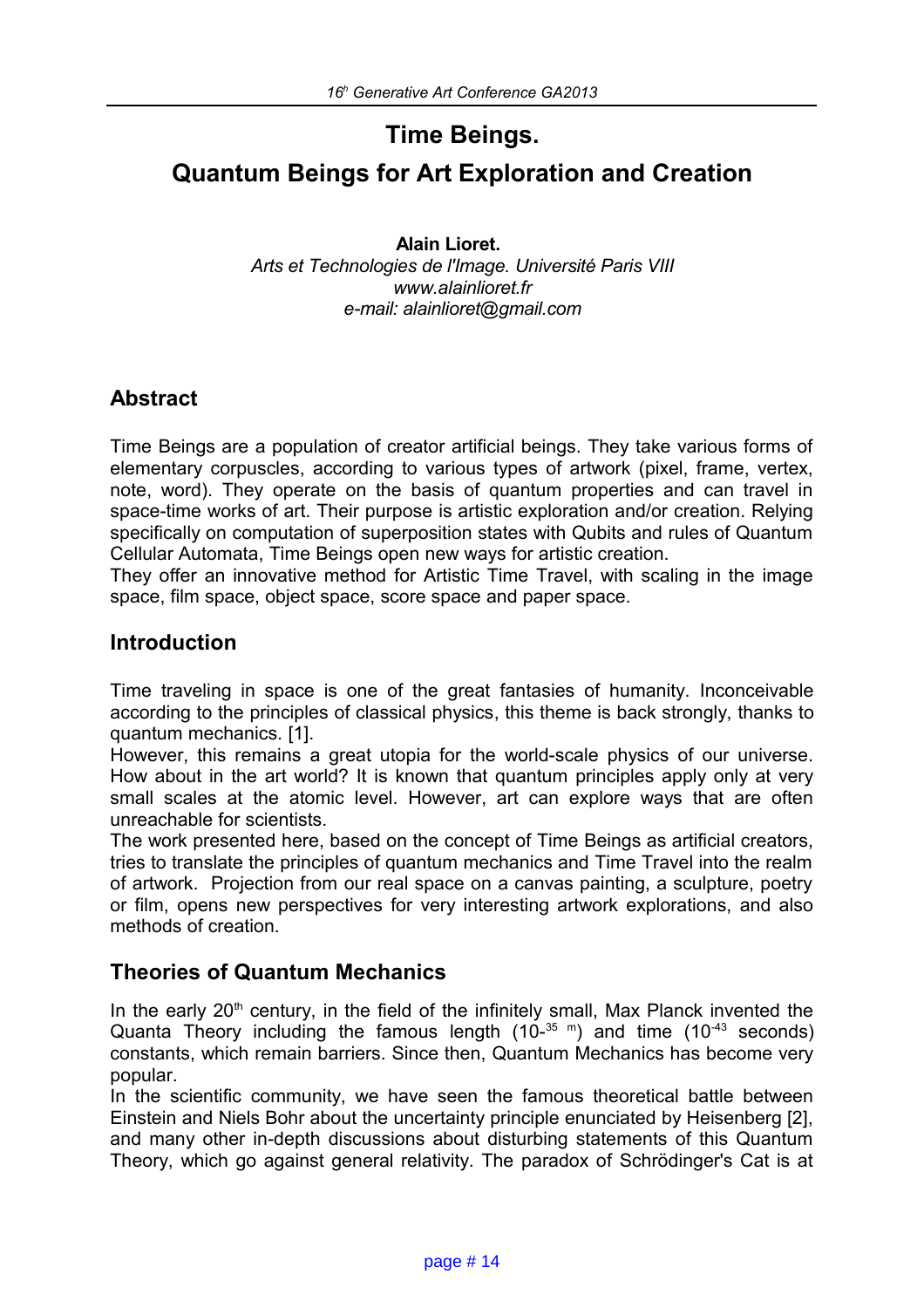# Time Beings.

# Quantum Beings for Art Exploration and Creation

**Alain Lioret.**
*Arts et Technologies de l'Image. Université Paris VIII*
*www.alainlioret.fr*
*e-mail: alainlioret@gmail.com*

## Abstract

Time Beings are a population of creator artificial beings. They take various forms of elementary corpuscles, according to various types of artwork (pixel, frame, vertex, note, word). They operate on the basis of quantum properties and can travel in space-time works of art. Their purpose is artistic exploration and/or creation. Relying specifically on computation of superposition states with Qubits and rules of Quantum Cellular Automata, Time Beings open new ways for artistic creation.
They offer an innovative method for Artistic Time Travel, with scaling in the image space, film space, object space, score space and paper space.

## Introduction

Time traveling in space is one of the great fantasies of humanity. Inconceivable according to the principles of classical physics, this theme is back strongly, thanks to quantum mechanics. [1].
However, this remains a great utopia for the world-scale physics of our universe. How about in the art world? It is known that quantum principles apply only at very small scales at the atomic level. However, art can explore ways that are often unreachable for scientists.
The work presented here, based on the concept of Time Beings as artificial creators, tries to translate the principles of quantum mechanics and Time Travel into the realm of artwork. Projection from our real space on a canvas painting, a sculpture, poetry or film, opens new perspectives for very interesting artwork explorations, and also methods of creation.

## Theories of Quantum Mechanics

In the early 20th century, in the field of the infinitely small, Max Planck invented the Quanta Theory including the famous length ($10^{-35}$ m) and time ($10^{-43}$ seconds) constants, which remain barriers. Since then, Quantum Mechanics has become very popular.
In the scientific community, we have seen the famous theoretical battle between Einstein and Niels Bohr about the uncertainty principle enunciated by Heisenberg [2], and many other in-depth discussions about disturbing statements of this Quantum Theory, which go against general relativity. The paradox of Schrödinger's Cat is at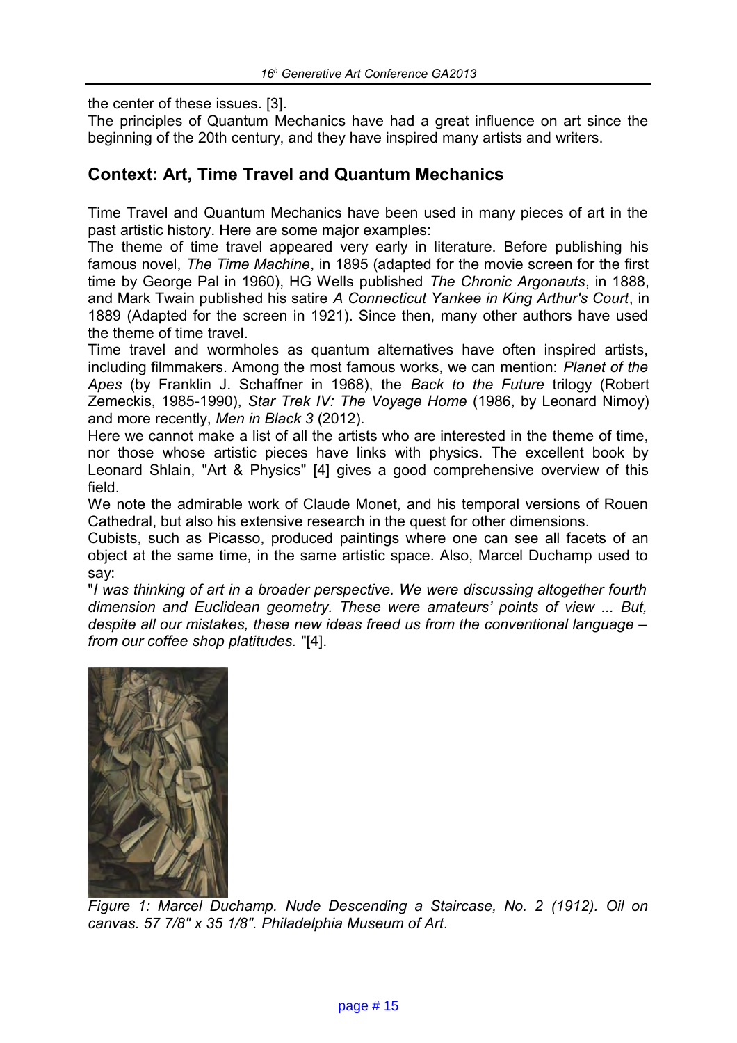the center of these issues. [3].

The principles of Quantum Mechanics have had a great influence on art since the beginning of the 20th century, and they have inspired many artists and writers.

## Context: Art, Time Travel and Quantum Mechanics

Time Travel and Quantum Mechanics have been used in many pieces of art in the past artistic history. Here are some major examples:

The theme of time travel appeared very early in literature. Before publishing his famous novel, *The Time Machine*, in 1895 (adapted for the movie screen for the first time by George Pal in 1960), HG Wells published *The Chronic Argonauts*, in 1888, and Mark Twain published his satire *A Connecticut Yankee in King Arthur's Court*, in 1889 (Adapted for the screen in 1921). Since then, many other authors have used the theme of time travel.

Time travel and wormholes as quantum alternatives have often inspired artists, including filmmakers. Among the most famous works, we can mention: *Planet of the Apes* (by Franklin J. Schaffner in 1968), the *Back to the Future* trilogy (Robert Zemeckis, 1985-1990), *Star Trek IV: The Voyage Home* (1986, by Leonard Nimoy) and more recently, *Men in Black 3* (2012).

Here we cannot make a list of all the artists who are interested in the theme of time, nor those whose artistic pieces have links with physics. The excellent book by Leonard Shlain, "Art & Physics" [4] gives a good comprehensive overview of this field.

We note the admirable work of Claude Monet, and his temporal versions of Rouen Cathedral, but also his extensive research in the quest for other dimensions.

Cubists, such as Picasso, produced paintings where one can see all facets of an object at the same time, in the same artistic space. Also, Marcel Duchamp used to say:

"*I was thinking of art in a broader perspective. We were discussing altogether fourth dimension and Euclidean geometry. These were amateurs' points of view ... But, despite all our mistakes, these new ideas freed us from the conventional language – from our coffee shop platitudes.* "[4].

*Figure 1: Marcel Duchamp. Nude Descending a Staircase, No. 2 (1912). Oil on canvas. 57 7/8" x 35 1/8". Philadelphia Museum of Art.*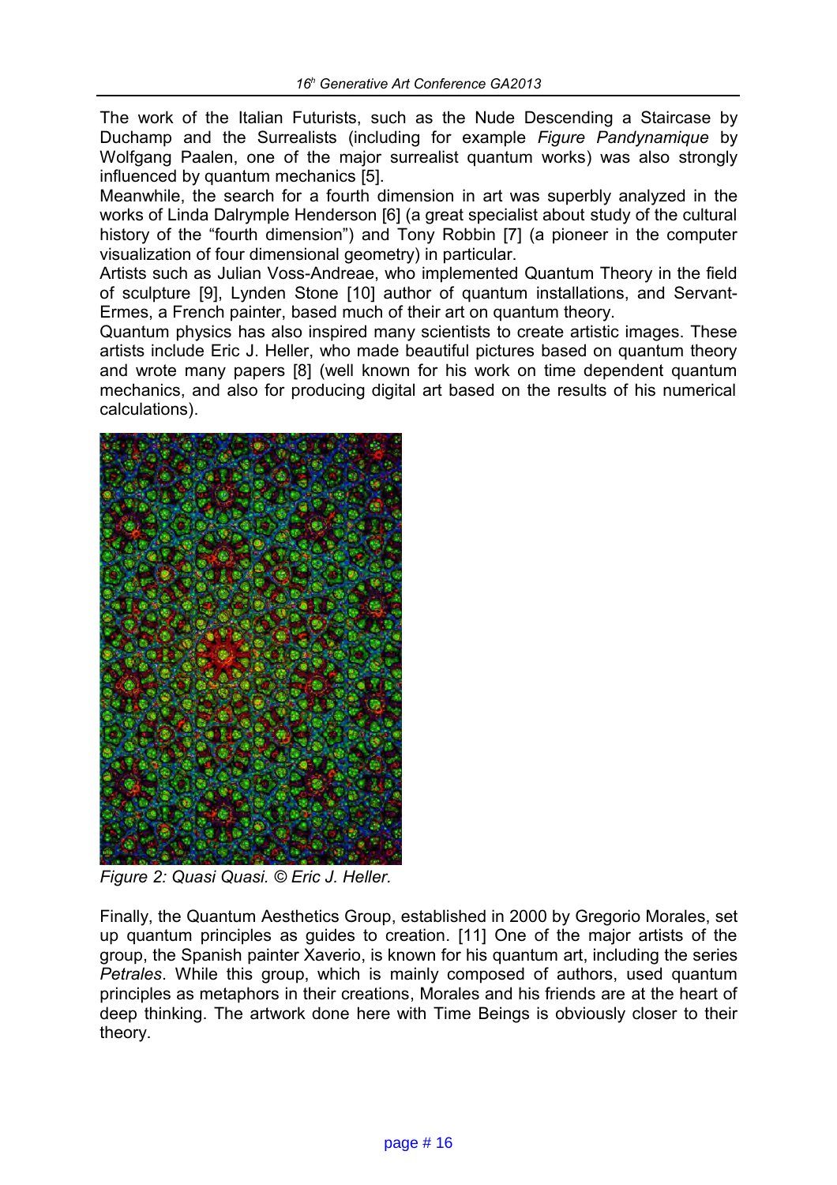The work of the Italian Futurists, such as the Nude Descending a Staircase by Duchamp and the Surrealists (including for example *Figure Pandynamique* by Wolfgang Paalen, one of the major surrealist quantum works) was also strongly influenced by quantum mechanics [5].
Meanwhile, the search for a fourth dimension in art was superbly analyzed in the works of Linda Dalrymple Henderson [6] (a great specialist about study of the cultural history of the "fourth dimension") and Tony Robbin [7] (a pioneer in the computer visualization of four dimensional geometry) in particular.
Artists such as Julian Voss-Andreae, who implemented Quantum Theory in the field of sculpture [9], Lynden Stone [10] author of quantum installations, and Servant-Ermes, a French painter, based much of their art on quantum theory.
Quantum physics has also inspired many scientists to create artistic images. These artists include Eric J. Heller, who made beautiful pictures based on quantum theory and wrote many papers [8] (well known for his work on time dependent quantum mechanics, and also for producing digital art based on the results of his numerical calculations).

*Figure 2: Quasi Quasi. © Eric J. Heller.*

Finally, the Quantum Aesthetics Group, established in 2000 by Gregorio Morales, set up quantum principles as guides to creation. [11] One of the major artists of the group, the Spanish painter Xaverio, is known for his quantum art, including the series *Petrales*. While this group, which is mainly composed of authors, used quantum principles as metaphors in their creations, Morales and his friends are at the heart of deep thinking. The artwork done here with Time Beings is obviously closer to their theory.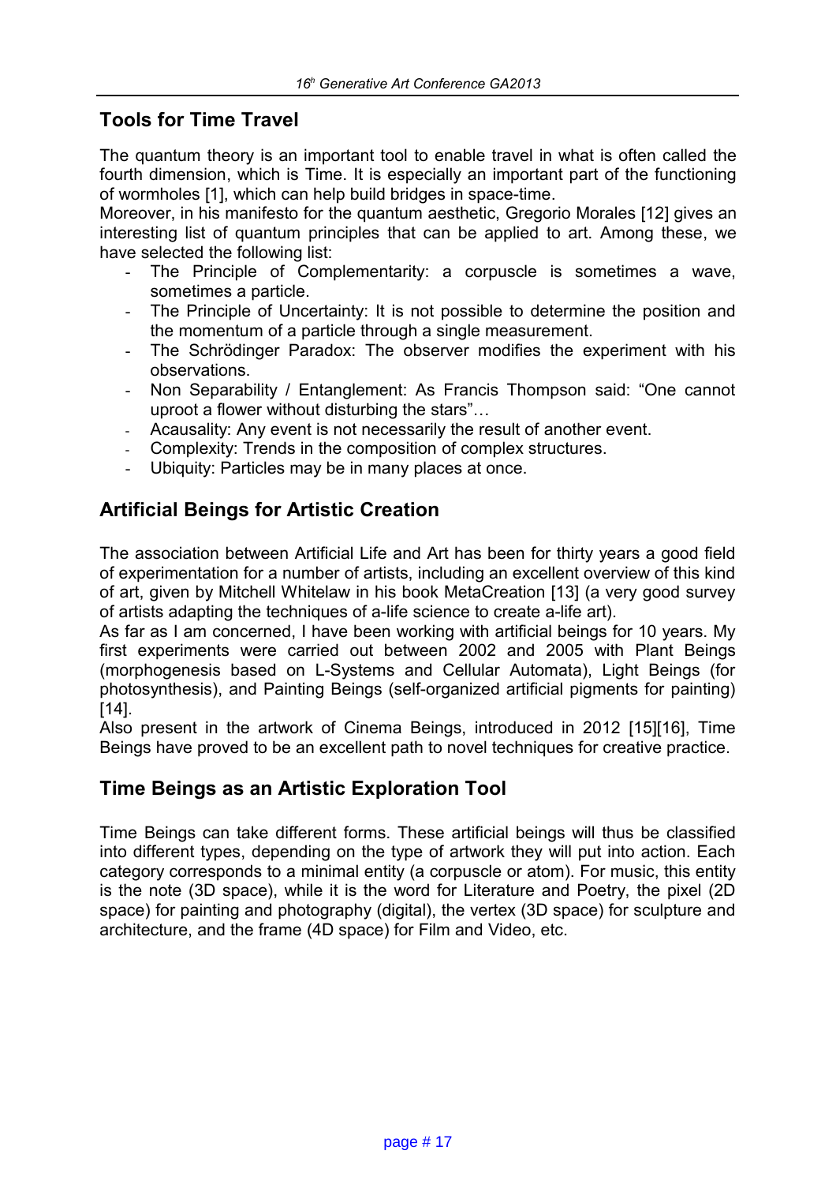## Tools for Time Travel

The quantum theory is an important tool to enable travel in what is often called the fourth dimension, which is Time. It is especially an important part of the functioning of wormholes [1], which can help build bridges in space-time.
Moreover, in his manifesto for the quantum aesthetic, Gregorio Morales [12] gives an interesting list of quantum principles that can be applied to art. Among these, we have selected the following list:

- The Principle of Complementarity: a corpuscle is sometimes a wave, sometimes a particle.
- The Principle of Uncertainty: It is not possible to determine the position and the momentum of a particle through a single measurement.
- The Schrödinger Paradox: The observer modifies the experiment with his observations.
- Non Separability / Entanglement: As Francis Thompson said: "One cannot uproot a flower without disturbing the stars"…
- Acausality: Any event is not necessarily the result of another event.
- Complexity: Trends in the composition of complex structures.
- Ubiquity: Particles may be in many places at once.

## Artificial Beings for Artistic Creation

The association between Artificial Life and Art has been for thirty years a good field of experimentation for a number of artists, including an excellent overview of this kind of art, given by Mitchell Whitelaw in his book MetaCreation [13] (a very good survey of artists adapting the techniques of a-life science to create a-life art).
As far as I am concerned, I have been working with artificial beings for 10 years. My first experiments were carried out between 2002 and 2005 with Plant Beings (morphogenesis based on L-Systems and Cellular Automata), Light Beings (for photosynthesis), and Painting Beings (self-organized artificial pigments for painting) [14].
Also present in the artwork of Cinema Beings, introduced in 2012 [15][16], Time Beings have proved to be an excellent path to novel techniques for creative practice.

## Time Beings as an Artistic Exploration Tool

Time Beings can take different forms. These artificial beings will thus be classified into different types, depending on the type of artwork they will put into action. Each category corresponds to a minimal entity (a corpuscle or atom). For music, this entity is the note (3D space), while it is the word for Literature and Poetry, the pixel (2D space) for painting and photography (digital), the vertex (3D space) for sculpture and architecture, and the frame (4D space) for Film and Video, etc.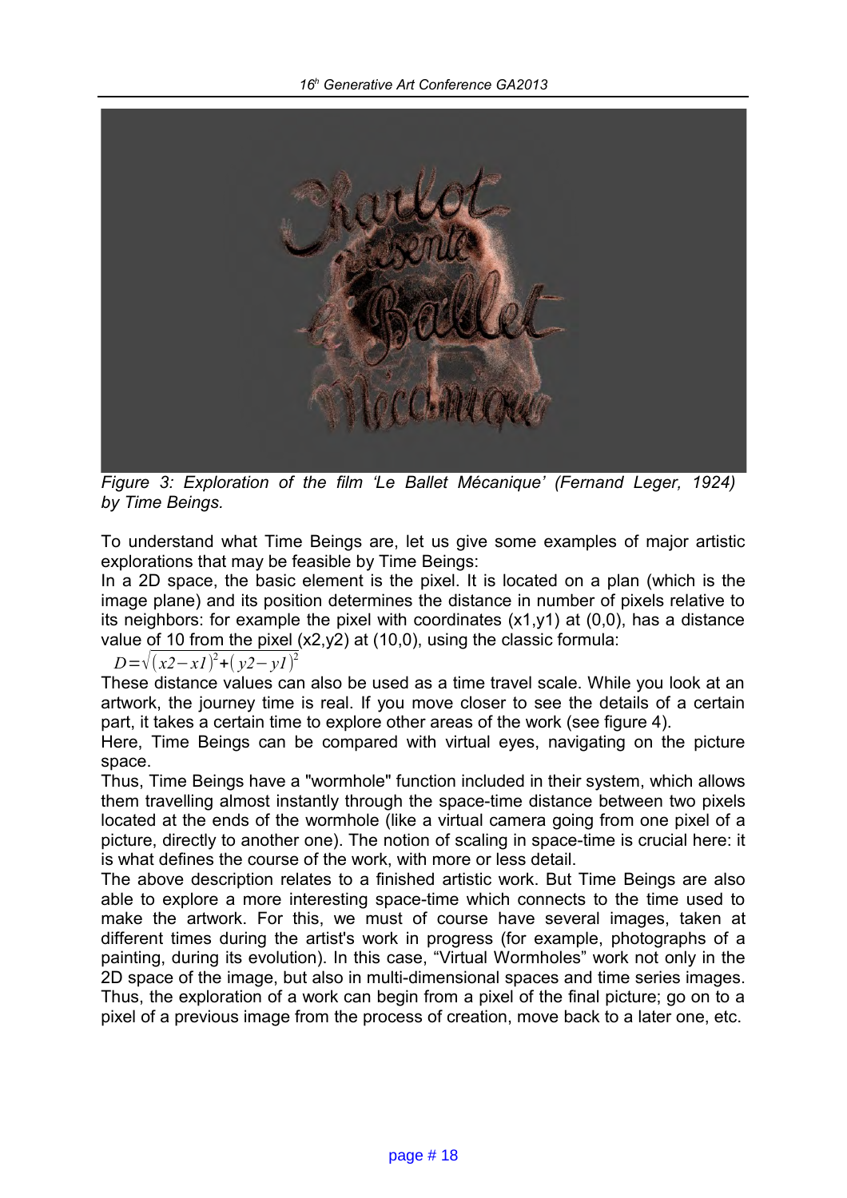*Figure 3: Exploration of the film 'Le Ballet Mécanique' (Fernand Leger, 1924) by Time Beings.*

To understand what Time Beings are, let us give some examples of major artistic explorations that may be feasible by Time Beings:

In a 2D space, the basic element is the pixel. It is located on a plan (which is the image plane) and its position determines the distance in number of pixels relative to its neighbors: for example the pixel with coordinates (x1,y1) at (0,0), has a distance value of 10 from the pixel (x2,y2) at (10,0), using the classic formula:

$$D=\sqrt{(x2-x1)^2+(y2-y1)^2}$$

These distance values can also be used as a time travel scale. While you look at an artwork, the journey time is real. If you move closer to see the details of a certain part, it takes a certain time to explore other areas of the work (see figure 4).

Here, Time Beings can be compared with virtual eyes, navigating on the picture space.

Thus, Time Beings have a "wormhole" function included in their system, which allows them travelling almost instantly through the space-time distance between two pixels located at the ends of the wormhole (like a virtual camera going from one pixel of a picture, directly to another one). The notion of scaling in space-time is crucial here: it is what defines the course of the work, with more or less detail.

The above description relates to a finished artistic work. But Time Beings are also able to explore a more interesting space-time which connects to the time used to make the artwork. For this, we must of course have several images, taken at different times during the artist's work in progress (for example, photographs of a painting, during its evolution). In this case, "Virtual Wormholes" work not only in the 2D space of the image, but also in multi-dimensional spaces and time series images. Thus, the exploration of a work can begin from a pixel of the final picture; go on to a pixel of a previous image from the process of creation, move back to a later one, etc.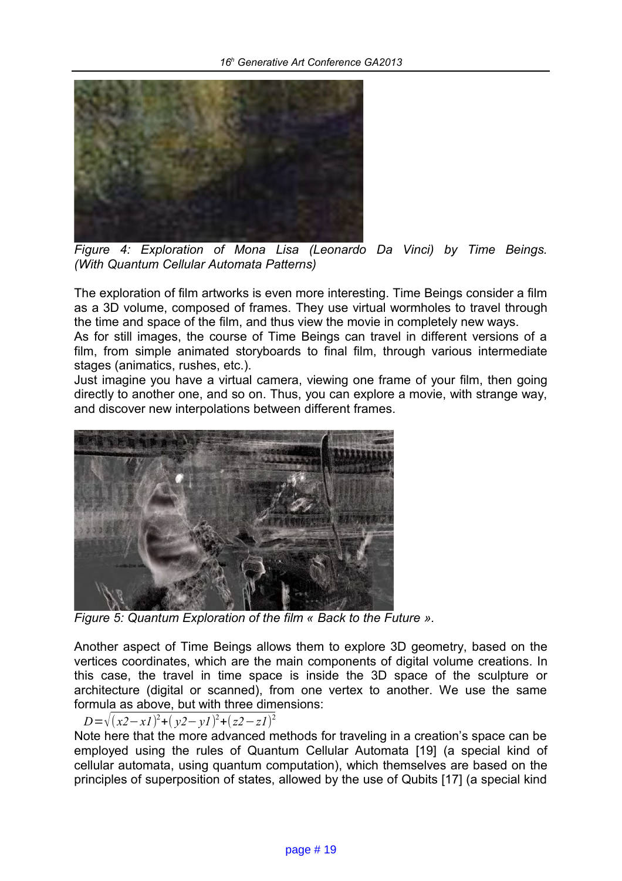*Figure 4: Exploration of Mona Lisa (Leonardo Da Vinci) by Time Beings. (With Quantum Cellular Automata Patterns)*

The exploration of film artworks is even more interesting. Time Beings consider a film as a 3D volume, composed of frames. They use virtual wormholes to travel through the time and space of the film, and thus view the movie in completely new ways.
As for still images, the course of Time Beings can travel in different versions of a film, from simple animated storyboards to final film, through various intermediate stages (animatics, rushes, etc.).
Just imagine you have a virtual camera, viewing one frame of your film, then going directly to another one, and so on. Thus, you can explore a movie, with strange way, and discover new interpolations between different frames.

*Figure 5: Quantum Exploration of the film « Back to the Future ».*

Another aspect of Time Beings allows them to explore 3D geometry, based on the vertices coordinates, which are the main components of digital volume creations. In this case, the travel in time space is inside the 3D space of the sculpture or architecture (digital or scanned), from one vertex to another. We use the same formula as above, but with three dimensions:

$$D = \sqrt{(x2 - x1)^2 + (y2 - y1)^2 + (z2 - z1)^2}$$

Note here that the more advanced methods for traveling in a creation's space can be employed using the rules of Quantum Cellular Automata [19] (a special kind of cellular automata, using quantum computation), which themselves are based on the principles of superposition of states, allowed by the use of Qubits [17] (a special kind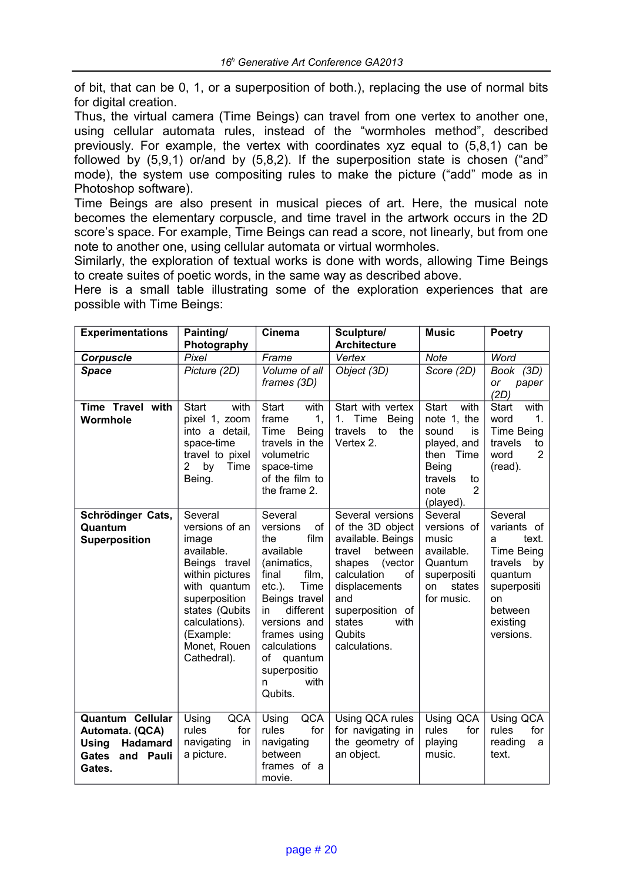of bit, that can be 0, 1, or a superposition of both.), replacing the use of normal bits for digital creation.
Thus, the virtual camera (Time Beings) can travel from one vertex to another one, using cellular automata rules, instead of the “wormholes method”, described previously. For example, the vertex with coordinates xyz equal to (5,8,1) can be followed by (5,9,1) or/and by (5,8,2). If the superposition state is chosen (“and” mode), the system use compositing rules to make the picture (“add” mode as in Photoshop software).
Time Beings are also present in musical pieces of art. Here, the musical note becomes the elementary corpuscle, and time travel in the artwork occurs in the 2D score’s space. For example, Time Beings can read a score, not linearly, but from one note to another one, using cellular automata or virtual wormholes.
Similarly, the exploration of textual works is done with words, allowing Time Beings to create suites of poetic words, in the same way as described above.
Here is a small table illustrating some of the exploration experiences that are possible with Time Beings:

| **Experimentations** | **Painting/ Photography** | **Cinema** | **Sculpture/ Architecture** | **Music** | **Poetry** |
|---|---|---|---|---|---|
| ***Corpuscle*** | *Pixel* | *Frame* | *Vertex* | *Note* | *Word* |
| ***Space*** | *Picture (2D)* | *Volume of all frames (3D)* | *Object (3D)* | *Score (2D)* | *Book (3D) or paper (2D)* |
| **Time Travel with Wormhole** | Start with pixel 1, zoom into a detail, space-time travel to pixel 2 by Time Being. | Start with frame 1, Time Being travels in the volumetric space-time of the film to the frame 2. | Start with vertex 1. Time Being travels to the Vertex 2. | Start with note 1, the sound is played, and then Time Being travels to note 2 (played). | Start with word 1. Time Being travels to word 2 (read). |
| **Schrödinger Cats, Quantum Superposition** | Several versions of an image available. Beings travel within pictures with quantum superposition states (Qubits calculations). (Example: Monet, Rouen Cathedral). | Several versions of the film available (animatics, final film, etc.). Time Beings travel in different versions and frames using calculations of quantum superposition with Qubits. | Several versions of the 3D object available. Beings travel between shapes (vector calculation of displacements and superposition of states with Qubits calculations. | Several versions of music available. Quantum superposition states for music. | Several variants of a text. Time Being travels by quantum superposition between existing versions. |
| **Quantum Cellular Automata. (QCA) Using Hadamard Gates and Pauli Gates.** | Using QCA rules for navigating in a picture. | Using QCA rules for navigating between frames of a movie. | Using QCA rules for navigating in the geometry of an object. | Using QCA rules for playing music. | Using QCA rules for reading a text. |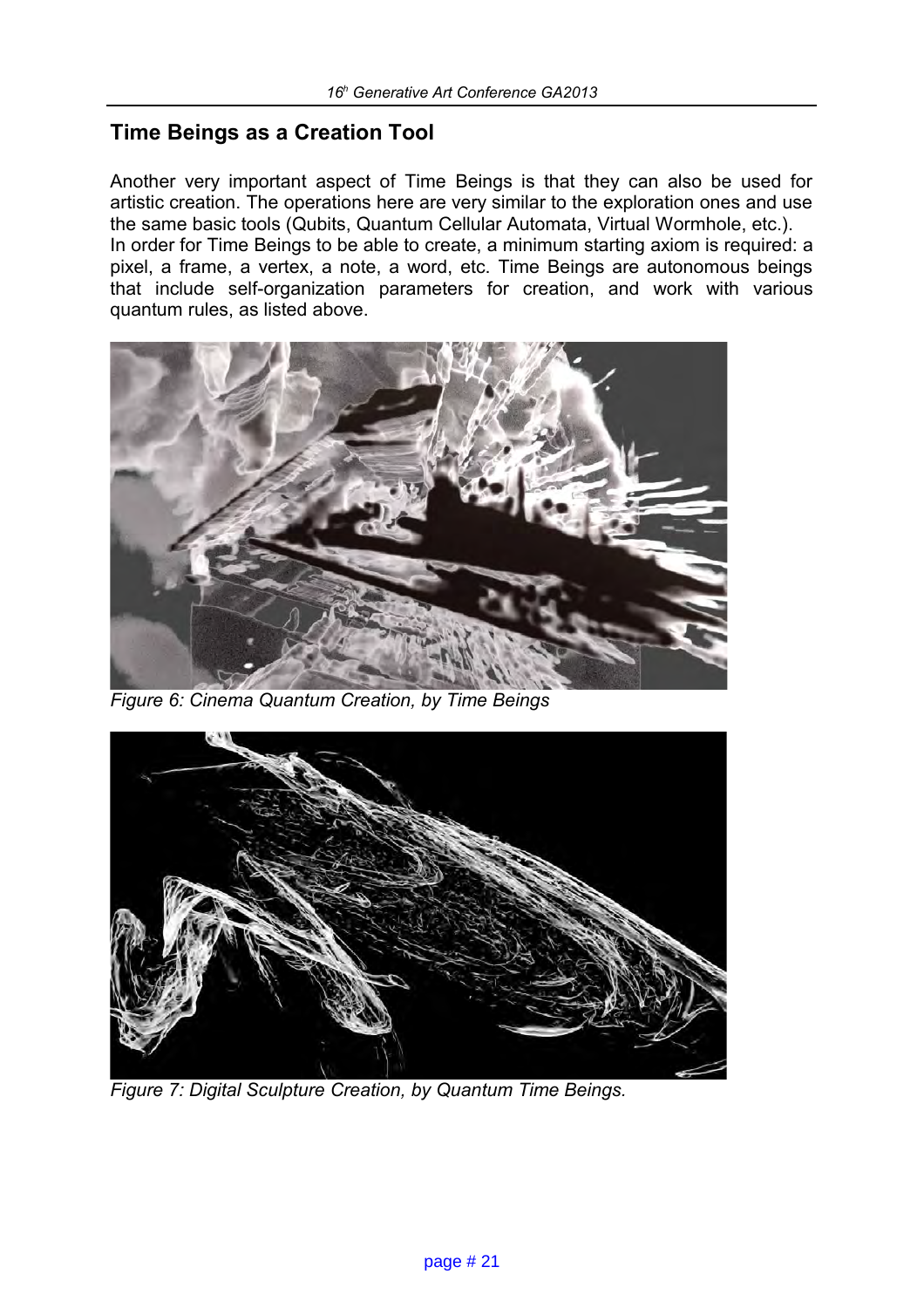## Time Beings as a Creation Tool

Another very important aspect of Time Beings is that they can also be used for artistic creation. The operations here are very similar to the exploration ones and use the same basic tools (Qubits, Quantum Cellular Automata, Virtual Wormhole, etc.).
In order for Time Beings to be able to create, a minimum starting axiom is required: a pixel, a frame, a vertex, a note, a word, etc. Time Beings are autonomous beings that include self-organization parameters for creation, and work with various quantum rules, as listed above.

*Figure 6: Cinema Quantum Creation, by Time Beings*

*Figure 7: Digital Sculpture Creation, by Quantum Time Beings.*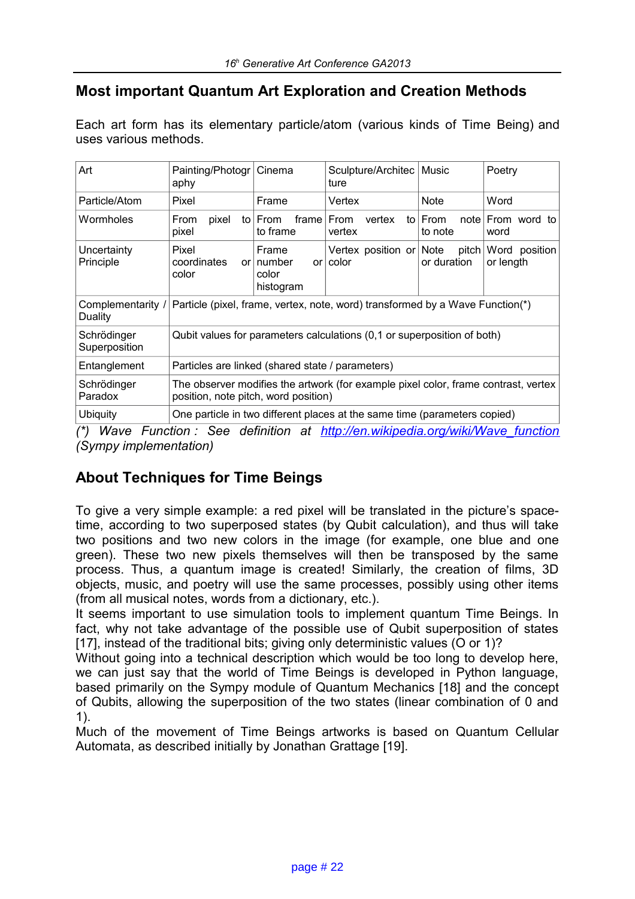## Most important Quantum Art Exploration and Creation Methods

Each art form has its elementary particle/atom (various kinds of Time Being) and uses various methods.

| Art | Painting/Photography | Cinema | Sculpture/Architecture | Music | Poetry |
|---|---|---|---|---|---|
| Particle/Atom | Pixel | Frame | Vertex | Note | Word |
| Wormholes | From pixel to pixel | From frame to frame | From vertex to vertex | From note to note | From word to word |
| Uncertainty Principle | Pixel coordinates or color | Frame number or color histogram | Vertex position or color | Note pitch or duration | Word position or length |
| Complementarity / Duality | Particle (pixel, frame, vertex, note, word) transformed by a Wave Function(*) | | | | |
| Schrödinger Superposition | Qubit values for parameters calculations (0,1 or superposition of both) | | | | |
| Entanglement | Particles are linked (shared state / parameters) | | | | |
| Schrödinger Paradox | The observer modifies the artwork (for example pixel color, frame contrast, vertex position, note pitch, word position) | | | | |
| Ubiquity | One particle in two different places at the same time (parameters copied) | | | | |

*(\*) Wave Function : See definition at [http://en.wikipedia.org/wiki/Wave_function](http://en.wikipedia.org/wiki/Wave_function) (Sympy implementation)*

## About Techniques for Time Beings

To give a very simple example: a red pixel will be translated in the picture's space-time, according to two superposed states (by Qubit calculation), and thus will take two positions and two new colors in the image (for example, one blue and one green). These two new pixels themselves will then be transposed by the same process. Thus, a quantum image is created! Similarly, the creation of films, 3D objects, music, and poetry will use the same processes, possibly using other items (from all musical notes, words from a dictionary, etc.).
It seems important to use simulation tools to implement quantum Time Beings. In fact, why not take advantage of the possible use of Qubit superposition of states [17], instead of the traditional bits; giving only deterministic values (O or 1)?
Without going into a technical description which would be too long to develop here, we can just say that the world of Time Beings is developed in Python language, based primarily on the Sympy module of Quantum Mechanics [18] and the concept of Qubits, allowing the superposition of the two states (linear combination of 0 and 1).
Much of the movement of Time Beings artworks is based on Quantum Cellular Automata, as described initially by Jonathan Grattage [19].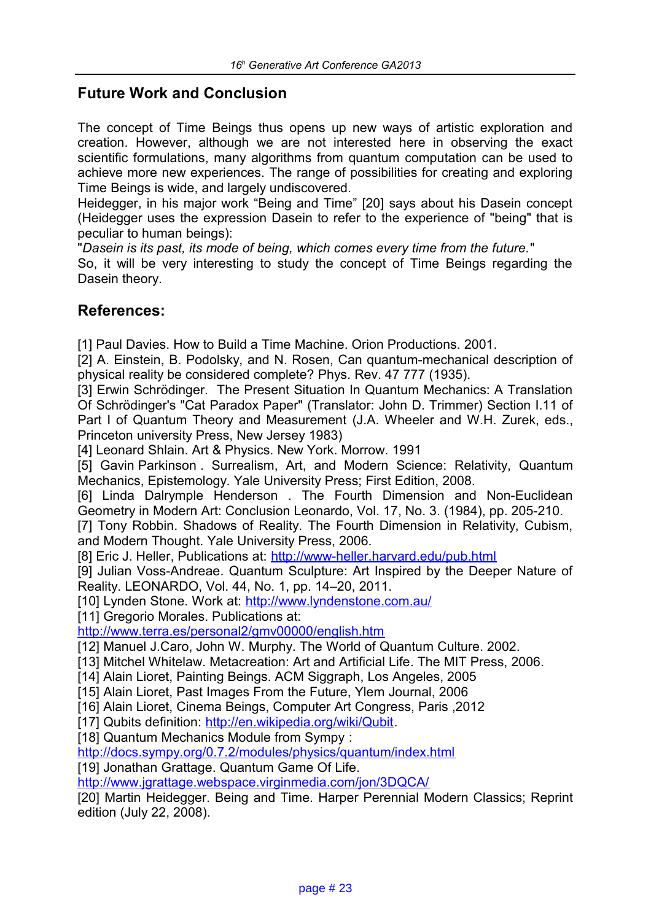## Future Work and Conclusion

The concept of Time Beings thus opens up new ways of artistic exploration and creation. However, although we are not interested here in observing the exact scientific formulations, many algorithms from quantum computation can be used to achieve more new experiences. The range of possibilities for creating and exploring Time Beings is wide, and largely undiscovered.

Heidegger, in his major work “Being and Time” [20] says about his Dasein concept (Heidegger uses the expression Dasein to refer to the experience of "being" that is peculiar to human beings):

"*Dasein is its past, its mode of being, which comes every time from the future.*"

So, it will be very interesting to study the concept of Time Beings regarding the Dasein theory.

## References:

[1] Paul Davies. How to Build a Time Machine. Orion Productions. 2001.

[2] A. Einstein, B. Podolsky, and N. Rosen, Can quantum-mechanical description of physical reality be considered complete? Phys. Rev. 47 777 (1935).

[3] Erwin Schrödinger. The Present Situation In Quantum Mechanics: A Translation Of Schrödinger's "Cat Paradox Paper" (Translator: John D. Trimmer) Section I.11 of Part I of Quantum Theory and Measurement (J.A. Wheeler and W.H. Zurek, eds., Princeton university Press, New Jersey 1983)

[4] Leonard Shlain. Art & Physics. New York. Morrow. 1991

[5] Gavin Parkinson . Surrealism, Art, and Modern Science: Relativity, Quantum Mechanics, Epistemology. Yale University Press; First Edition, 2008.

[6] Linda Dalrymple Henderson . The Fourth Dimension and Non-Euclidean Geometry in Modern Art: Conclusion Leonardo, Vol. 17, No. 3. (1984), pp. 205-210.

[7] Tony Robbin. Shadows of Reality. The Fourth Dimension in Relativity, Cubism, and Modern Thought. Yale University Press, 2006.

[8] Eric J. Heller, Publications at: http://www-heller.harvard.edu/pub.html

[9] Julian Voss-Andreae. Quantum Sculpture: Art Inspired by the Deeper Nature of Reality. LEONARDO, Vol. 44, No. 1, pp. 14–20, 2011.

[10] Lynden Stone. Work at: http://www.lyndenstone.com.au/

[11] Gregorio Morales. Publications at: http://www.terra.es/personal2/gmv00000/english.htm

[12] Manuel J.Caro, John W. Murphy. The World of Quantum Culture. 2002.

[13] Mitchel Whitelaw. Metacreation: Art and Artificial Life. The MIT Press, 2006.

[14] Alain Lioret, Painting Beings. ACM Siggraph, Los Angeles, 2005

[15] Alain Lioret, Past Images From the Future, Ylem Journal, 2006

[16] Alain Lioret, Cinema Beings, Computer Art Congress, Paris ,2012

[17] Qubits definition: http://en.wikipedia.org/wiki/Qubit.

[18] Quantum Mechanics Module from Sympy : http://docs.sympy.org/0.7.2/modules/physics/quantum/index.html

[19] Jonathan Grattage. Quantum Game Of Life. http://www.jgrattage.webspace.virginmedia.com/jon/3DQCA/

[20] Martin Heidegger. Being and Time. Harper Perennial Modern Classics; Reprint edition (July 22, 2008).